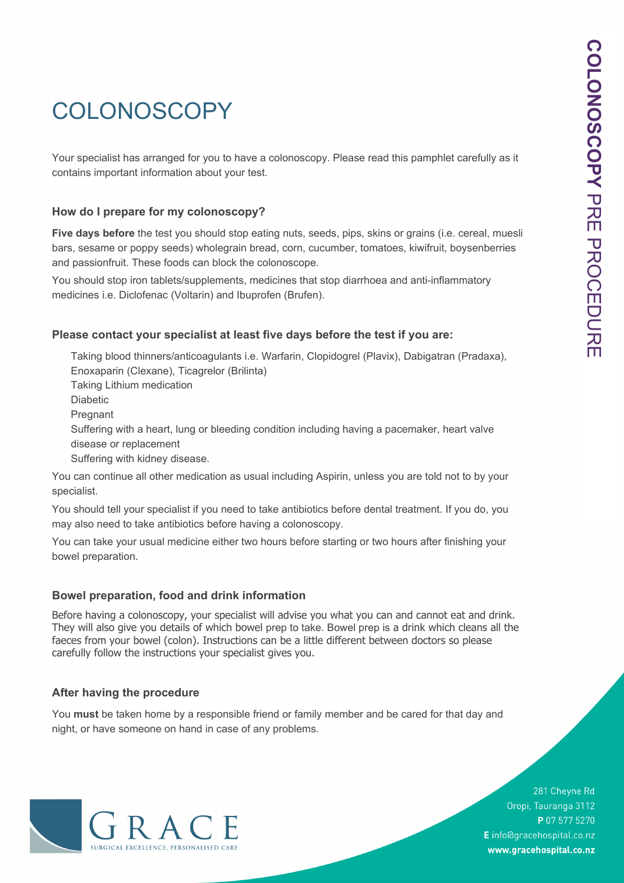# COLONOSCOPY

Your specialist has arranged for you to have a colonoscopy. Please read this pamphlet carefully as it contains important information about your test.

### How do I prepare for my colonoscopy?

**Five days before** the test you should stop eating nuts, seeds, pips, skins or grains (i.e. cereal, muesli bars, sesame or poppy seeds) wholegrain bread, corn, cucumber, tomatoes, kiwifruit, boysenberries and passionfruit. These foods can block the colonoscope.

You should stop iron tablets/supplements, medicines that stop diarrhoea and anti-inflammatory medicines i.e. Diclofenac (Voltarin) and Ibuprofen (Brufen).

### Please contact your specialist at least five days before the test if you are:

- Taking blood thinners/anticoagulants i.e. Warfarin, Clopidogrel (Plavix), Dabigatran (Pradaxa), Enoxaparin (Clexane), Ticagrelor (Brilinta)
- Taking Lithium medication
- Diabetic
- Pregnant
- Suffering with a heart, lung or bleeding condition including having a pacemaker, heart valve disease or replacement
- Suffering with kidney disease.

You can continue all other medication as usual including Aspirin, unless you are told not to by your specialist.

You should tell your specialist if you need to take antibiotics before dental treatment. If you do, you may also need to take antibiotics before having a colonoscopy.

You can take your usual medicine either two hours before starting or two hours after finishing your bowel preparation.

### Bowel preparation, food and drink information

Before having a colonoscopy, your specialist will advise you what you can and cannot eat and drink. They will also give you details of which bowel prep to take. Bowel prep is a drink which cleans all the faeces from your bowel (colon). Instructions can be a little different between doctors so please carefully follow the instructions your specialist gives you.

### After having the procedure

You **must** be taken home by a responsible friend or family member and be cared for that day and night, or have someone on hand in case of any problems.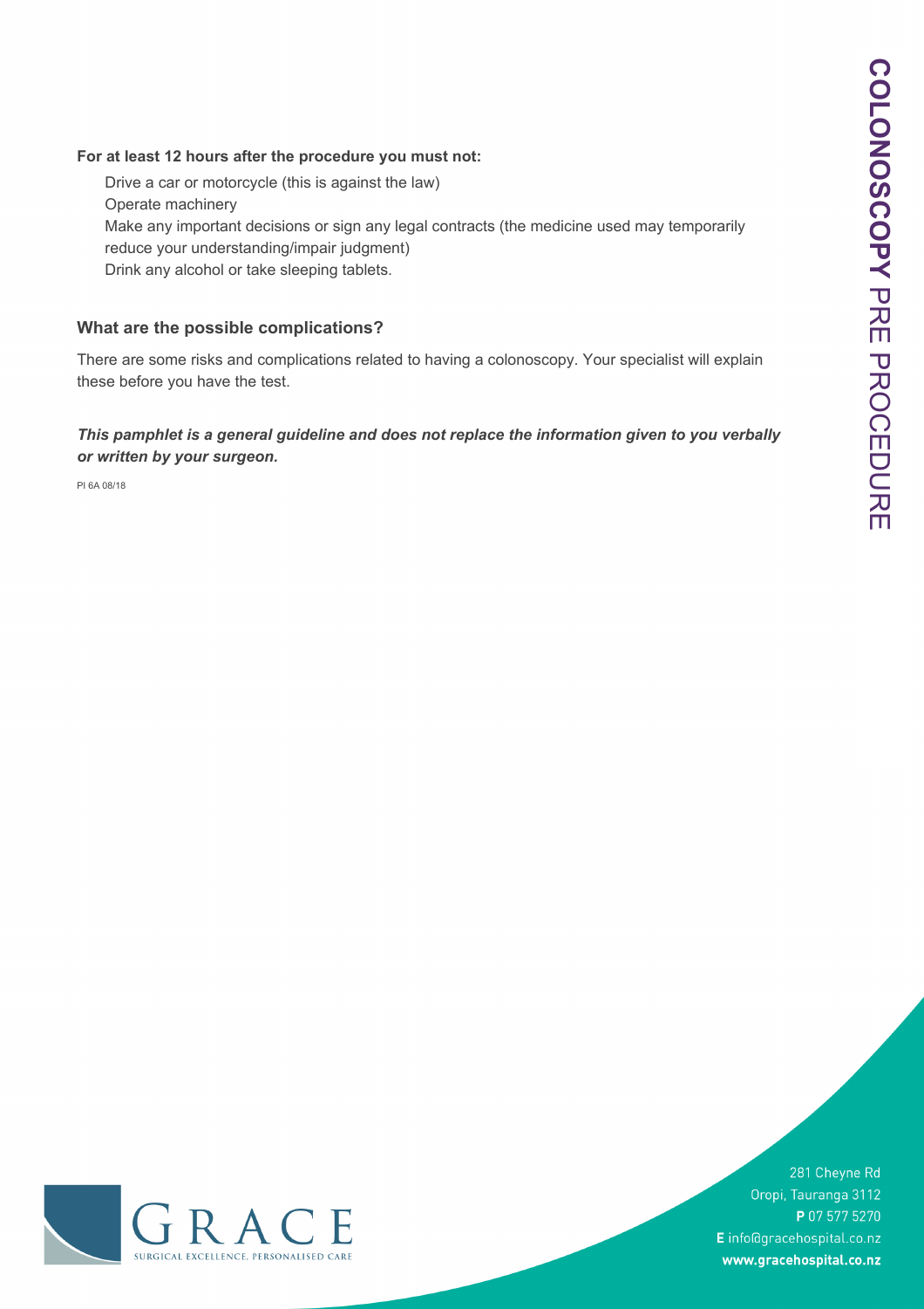**For at least 12 hours after the procedure you must not:**

- Drive a car or motorcycle (this is against the law)
- Operate machinery
- Make any important decisions or sign any legal contracts (the medicine used may temporarily reduce your understanding/impair judgment)
- Drink any alcohol or take sleeping tablets.

## What are the possible complications?

There are some risks and complications related to having a colonoscopy. Your specialist will explain these before you have the test.

***This pamphlet is a general guideline and does not replace the information given to you verbally or written by your surgeon.***

PI 6A 08/18

GRACE
SURGICAL EXCELLENCE. PERSONALISED CARE

281 Cheyne Rd
Oropi, Tauranga 3112
**P** 07 577 5270
**E** info@gracehospital.co.nz
**www.gracehospital.co.nz**